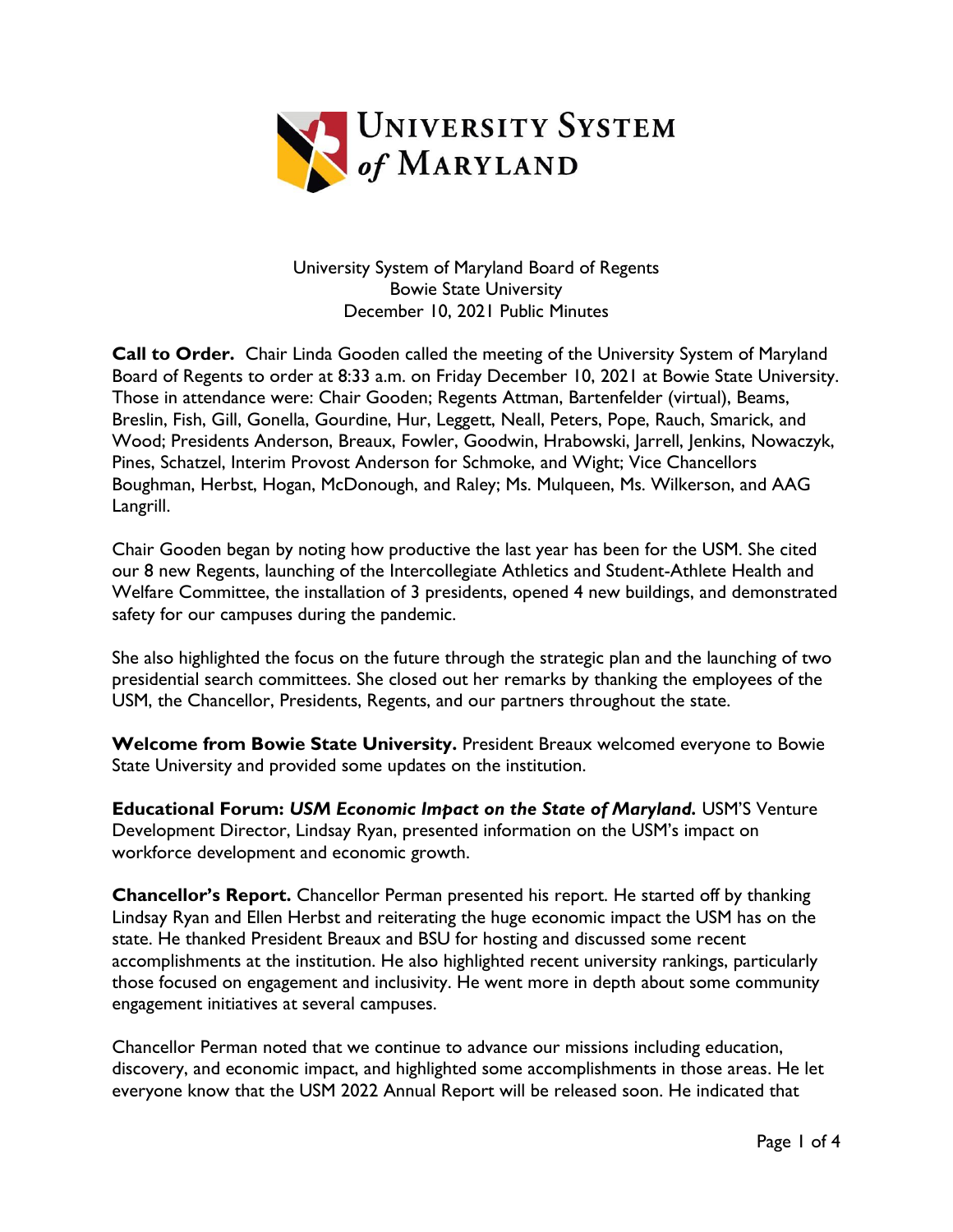University System of Maryland

University System of Maryland Board of Regents
Bowie State University
December 10, 2021 Public Minutes

**Call to Order.** Chair Linda Gooden called the meeting of the University System of Maryland Board of Regents to order at 8:33 a.m. on Friday December 10, 2021 at Bowie State University. Those in attendance were: Chair Gooden; Regents Attman, Bartenfelder (virtual), Beams, Breslin, Fish, Gill, Gonella, Gourdine, Hur, Leggett, Neall, Peters, Pope, Rauch, Smarick, and Wood; Presidents Anderson, Breaux, Fowler, Goodwin, Hrabowski, Jarrell, Jenkins, Nowaczyk, Pines, Schatzel, Interim Provost Anderson for Schmoke, and Wight; Vice Chancellors Boughman, Herbst, Hogan, McDonough, and Raley; Ms. Mulqueen, Ms. Wilkerson, and AAG Langrill.

Chair Gooden began by noting how productive the last year has been for the USM. She cited our 8 new Regents, launching of the Intercollegiate Athletics and Student-Athlete Health and Welfare Committee, the installation of 3 presidents, opened 4 new buildings, and demonstrated safety for our campuses during the pandemic.

She also highlighted the focus on the future through the strategic plan and the launching of two presidential search committees. She closed out her remarks by thanking the employees of the USM, the Chancellor, Presidents, Regents, and our partners throughout the state.

**Welcome from Bowie State University.** President Breaux welcomed everyone to Bowie State University and provided some updates on the institution.

**Educational Forum: *USM Economic Impact on the State of Maryland.*** USM'S Venture Development Director, Lindsay Ryan, presented information on the USM's impact on workforce development and economic growth.

**Chancellor's Report.** Chancellor Perman presented his report. He started off by thanking Lindsay Ryan and Ellen Herbst and reiterating the huge economic impact the USM has on the state. He thanked President Breaux and BSU for hosting and discussed some recent accomplishments at the institution. He also highlighted recent university rankings, particularly those focused on engagement and inclusivity. He went more in depth about some community engagement initiatives at several campuses.

Chancellor Perman noted that we continue to advance our missions including education, discovery, and economic impact, and highlighted some accomplishments in those areas. He let everyone know that the USM 2022 Annual Report will be released soon. He indicated that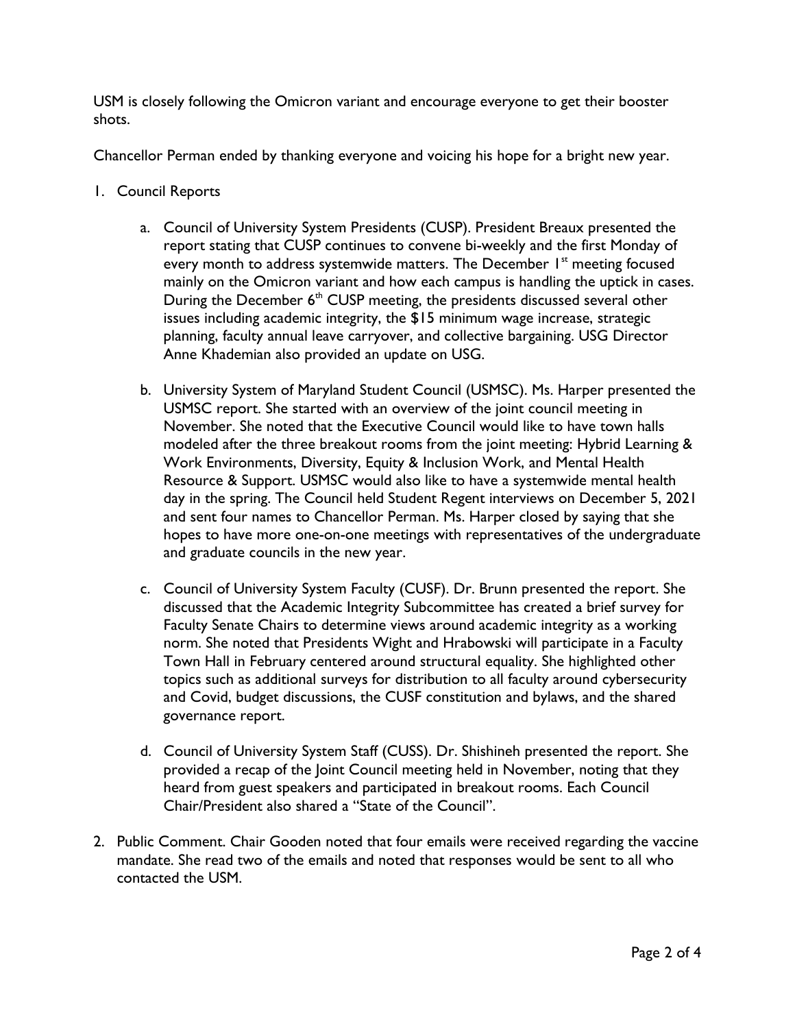USM is closely following the Omicron variant and encourage everyone to get their booster shots.

Chancellor Perman ended by thanking everyone and voicing his hope for a bright new year.

1. Council Reports

   a. Council of University System Presidents (CUSP). President Breaux presented the report stating that CUSP continues to convene bi-weekly and the first Monday of every month to address systemwide matters. The December 1st meeting focused mainly on the Omicron variant and how each campus is handling the uptick in cases. During the December 6th CUSP meeting, the presidents discussed several other issues including academic integrity, the $15 minimum wage increase, strategic planning, faculty annual leave carryover, and collective bargaining. USG Director Anne Khademian also provided an update on USG.

   b. University System of Maryland Student Council (USMSC). Ms. Harper presented the USMSC report. She started with an overview of the joint council meeting in November. She noted that the Executive Council would like to have town halls modeled after the three breakout rooms from the joint meeting: Hybrid Learning & Work Environments, Diversity, Equity & Inclusion Work, and Mental Health Resource & Support. USMSC would also like to have a systemwide mental health day in the spring. The Council held Student Regent interviews on December 5, 2021 and sent four names to Chancellor Perman. Ms. Harper closed by saying that she hopes to have more one-on-one meetings with representatives of the undergraduate and graduate councils in the new year.

   c. Council of University System Faculty (CUSF). Dr. Brunn presented the report. She discussed that the Academic Integrity Subcommittee has created a brief survey for Faculty Senate Chairs to determine views around academic integrity as a working norm. She noted that Presidents Wight and Hrabowski will participate in a Faculty Town Hall in February centered around structural equality. She highlighted other topics such as additional surveys for distribution to all faculty around cybersecurity and Covid, budget discussions, the CUSF constitution and bylaws, and the shared governance report.

   d. Council of University System Staff (CUSS). Dr. Shishineh presented the report. She provided a recap of the Joint Council meeting held in November, noting that they heard from guest speakers and participated in breakout rooms. Each Council Chair/President also shared a "State of the Council".

2. Public Comment. Chair Gooden noted that four emails were received regarding the vaccine mandate. She read two of the emails and noted that responses would be sent to all who contacted the USM.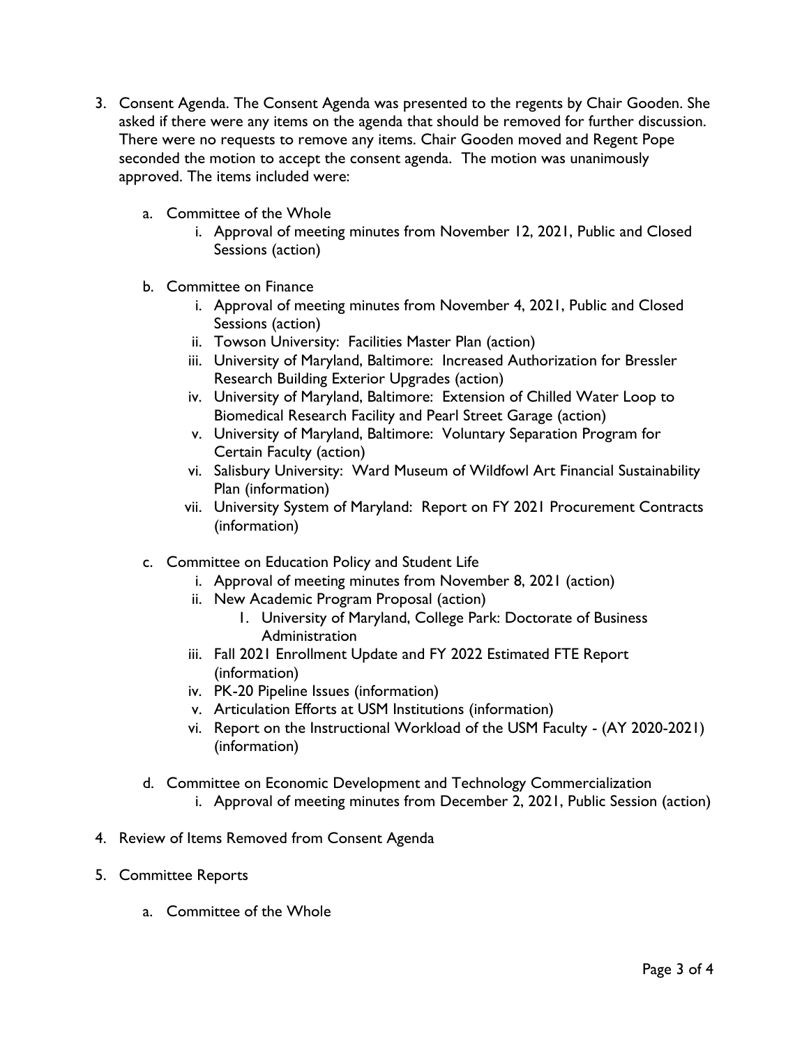3. Consent Agenda. The Consent Agenda was presented to the regents by Chair Gooden. She asked if there were any items on the agenda that should be removed for further discussion. There were no requests to remove any items. Chair Gooden moved and Regent Pope seconded the motion to accept the consent agenda. The motion was unanimously approved. The items included were:

   a. Committee of the Whole
      i. Approval of meeting minutes from November 12, 2021, Public and Closed Sessions (action)

   b. Committee on Finance
      i. Approval of meeting minutes from November 4, 2021, Public and Closed Sessions (action)
      ii. Towson University: Facilities Master Plan (action)
      iii. University of Maryland, Baltimore: Increased Authorization for Bressler Research Building Exterior Upgrades (action)
      iv. University of Maryland, Baltimore: Extension of Chilled Water Loop to Biomedical Research Facility and Pearl Street Garage (action)
      v. University of Maryland, Baltimore: Voluntary Separation Program for Certain Faculty (action)
      vi. Salisbury University: Ward Museum of Wildfowl Art Financial Sustainability Plan (information)
      vii. University System of Maryland: Report on FY 2021 Procurement Contracts (information)

   c. Committee on Education Policy and Student Life
      i. Approval of meeting minutes from November 8, 2021 (action)
      ii. New Academic Program Proposal (action)
         1. University of Maryland, College Park: Doctorate of Business Administration
      iii. Fall 2021 Enrollment Update and FY 2022 Estimated FTE Report (information)
      iv. PK-20 Pipeline Issues (information)
      v. Articulation Efforts at USM Institutions (information)
      vi. Report on the Instructional Workload of the USM Faculty - (AY 2020-2021) (information)

   d. Committee on Economic Development and Technology Commercialization
      i. Approval of meeting minutes from December 2, 2021, Public Session (action)

4. Review of Items Removed from Consent Agenda

5. Committee Reports

   a. Committee of the Whole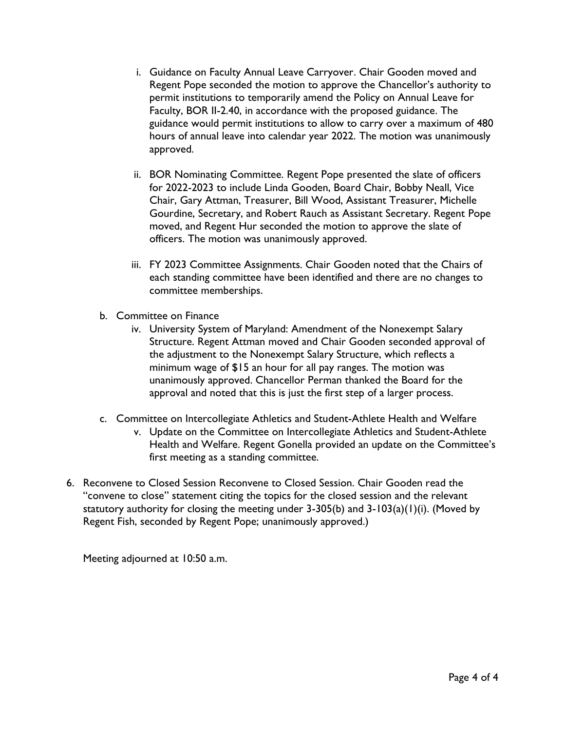i. Guidance on Faculty Annual Leave Carryover. Chair Gooden moved and Regent Pope seconded the motion to approve the Chancellor's authority to permit institutions to temporarily amend the Policy on Annual Leave for Faculty, BOR II-2.40, in accordance with the proposed guidance. The guidance would permit institutions to allow to carry over a maximum of 480 hours of annual leave into calendar year 2022. The motion was unanimously approved.

   ii. BOR Nominating Committee. Regent Pope presented the slate of officers for 2022-2023 to include Linda Gooden, Board Chair, Bobby Neall, Vice Chair, Gary Attman, Treasurer, Bill Wood, Assistant Treasurer, Michelle Gourdine, Secretary, and Robert Rauch as Assistant Secretary. Regent Pope moved, and Regent Hur seconded the motion to approve the slate of officers. The motion was unanimously approved.

   iii. FY 2023 Committee Assignments. Chair Gooden noted that the Chairs of each standing committee have been identified and there are no changes to committee memberships.

b. Committee on Finance

   iv. University System of Maryland: Amendment of the Nonexempt Salary Structure. Regent Attman moved and Chair Gooden seconded approval of the adjustment to the Nonexempt Salary Structure, which reflects a minimum wage of $15 an hour for all pay ranges. The motion was unanimously approved. Chancellor Perman thanked the Board for the approval and noted that this is just the first step of a larger process.

c. Committee on Intercollegiate Athletics and Student-Athlete Health and Welfare

   v. Update on the Committee on Intercollegiate Athletics and Student-Athlete Health and Welfare. Regent Gonella provided an update on the Committee's first meeting as a standing committee.

6. Reconvene to Closed Session Reconvene to Closed Session. Chair Gooden read the "convene to close" statement citing the topics for the closed session and the relevant statutory authority for closing the meeting under 3-305(b) and 3-103(a)(1)(i). (Moved by Regent Fish, seconded by Regent Pope; unanimously approved.)

Meeting adjourned at 10:50 a.m.